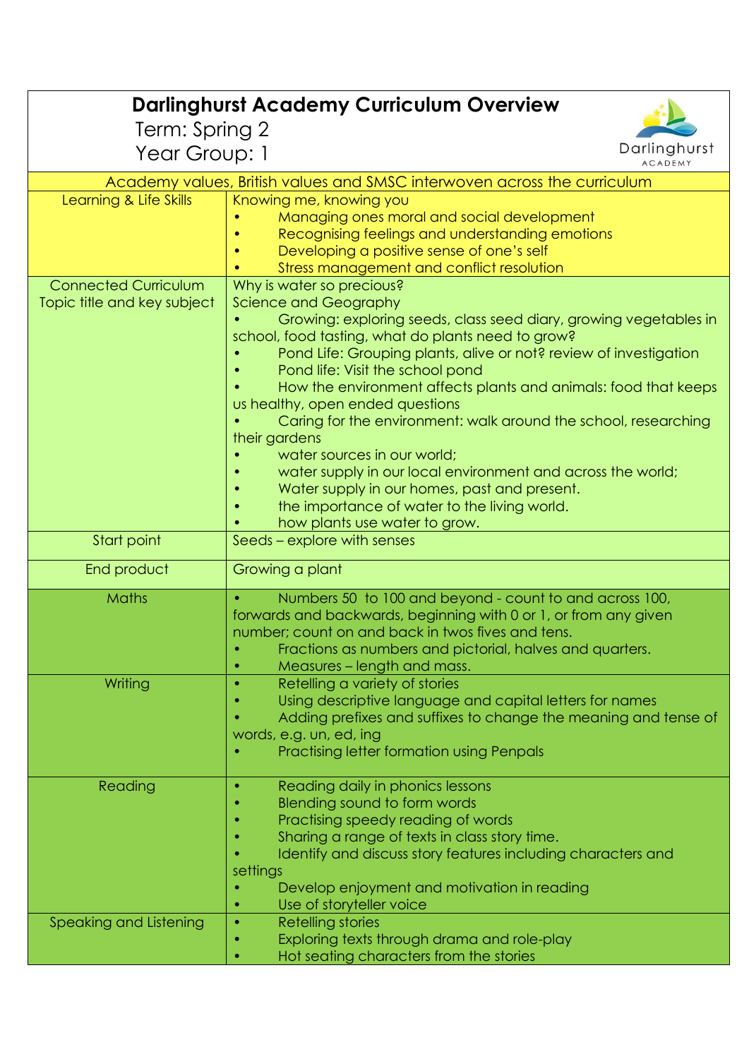# Darlinghurst Academy Curriculum Overview

Term: Spring 2

Year Group: 1

| Academy values, British values and SMSC interwoven across the curriculum | |
|---|---|
| Learning & Life Skills | Knowing me, knowing you<br>• Managing ones moral and social development<br>• Recognising feelings and understanding emotions<br>• Developing a positive sense of one's self<br>• Stress management and conflict resolution |
| Connected Curriculum<br>Topic title and key subject | Why is water so precious?<br>Science and Geography<br>• Growing: exploring seeds, class seed diary, growing vegetables in school, food tasting, what do plants need to grow?<br>• Pond Life: Grouping plants, alive or not? review of investigation<br>• Pond life: Visit the school pond<br>• How the environment affects plants and animals: food that keeps us healthy, open ended questions<br>• Caring for the environment: walk around the school, researching their gardens<br>• water sources in our world;<br>• water supply in our local environment and across the world;<br>• Water supply in our homes, past and present.<br>• the importance of water to the living world.<br>• how plants use water to grow. |
| Start point | Seeds – explore with senses |
| End product | Growing a plant |
| Maths | • Numbers 50 to 100 and beyond - count to and across 100, forwards and backwards, beginning with 0 or 1, or from any given number; count on and back in twos fives and tens.<br>• Fractions as numbers and pictorial, halves and quarters.<br>• Measures – length and mass. |
| Writing | • Retelling a variety of stories<br>• Using descriptive language and capital letters for names<br>• Adding prefixes and suffixes to change the meaning and tense of words, e.g. un, ed, ing<br>• Practising letter formation using Penpals |
| Reading | • Reading daily in phonics lessons<br>• Blending sound to form words<br>• Practising speedy reading of words<br>• Sharing a range of texts in class story time.<br>• Identify and discuss story features including characters and settings<br>• Develop enjoyment and motivation in reading<br>• Use of storyteller voice |
| Speaking and Listening | • Retelling stories<br>• Exploring texts through drama and role-play<br>• Hot seating characters from the stories |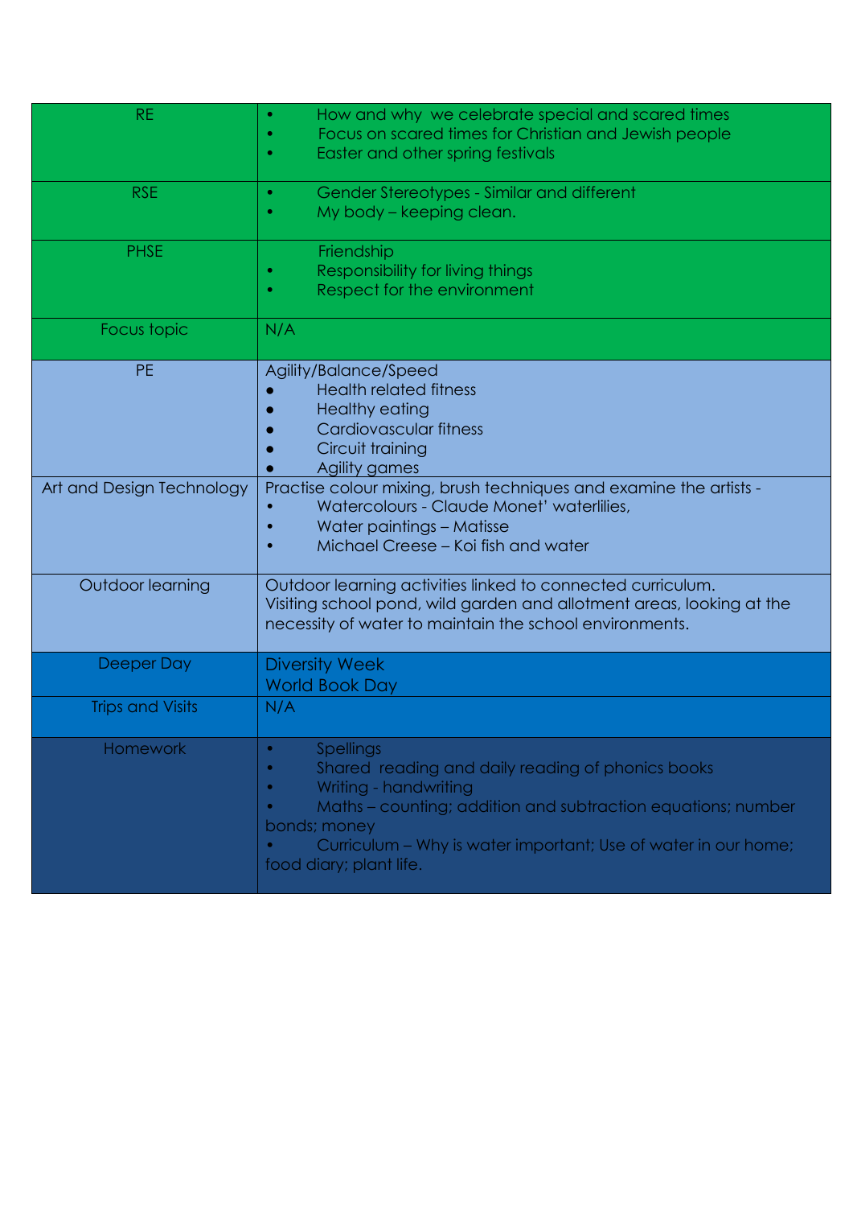| | |
|---|---|
| RE | • How and why we celebrate special and scared times<br>• Focus on scared times for Christian and Jewish people<br>• Easter and other spring festivals |
| RSE | • Gender Stereotypes - Similar and different<br>• My body – keeping clean. |
| PHSE | Friendship<br>• Responsibility for living things<br>• Respect for the environment |
| Focus topic | N/A |
| PE | Agility/Balance/Speed<br>● Health related fitness<br>● Healthy eating<br>● Cardiovascular fitness<br>● Circuit training<br>● Agility games |
| Art and Design Technology | Practise colour mixing, brush techniques and examine the artists -<br>• Watercolours - Claude Monet' waterlilies,<br>• Water paintings – Matisse<br>• Michael Creese – Koi fish and water |
| Outdoor learning | Outdoor learning activities linked to connected curriculum.<br>Visiting school pond, wild garden and allotment areas, looking at the necessity of water to maintain the school environments. |
| Deeper Day | Diversity Week<br>World Book Day |
| Trips and Visits | N/A |
| Homework | • Spellings<br>• Shared reading and daily reading of phonics books<br>• Writing - handwriting<br>• Maths – counting; addition and subtraction equations; number bonds; money<br>• Curriculum – Why is water important; Use of water in our home; food diary; plant life. |